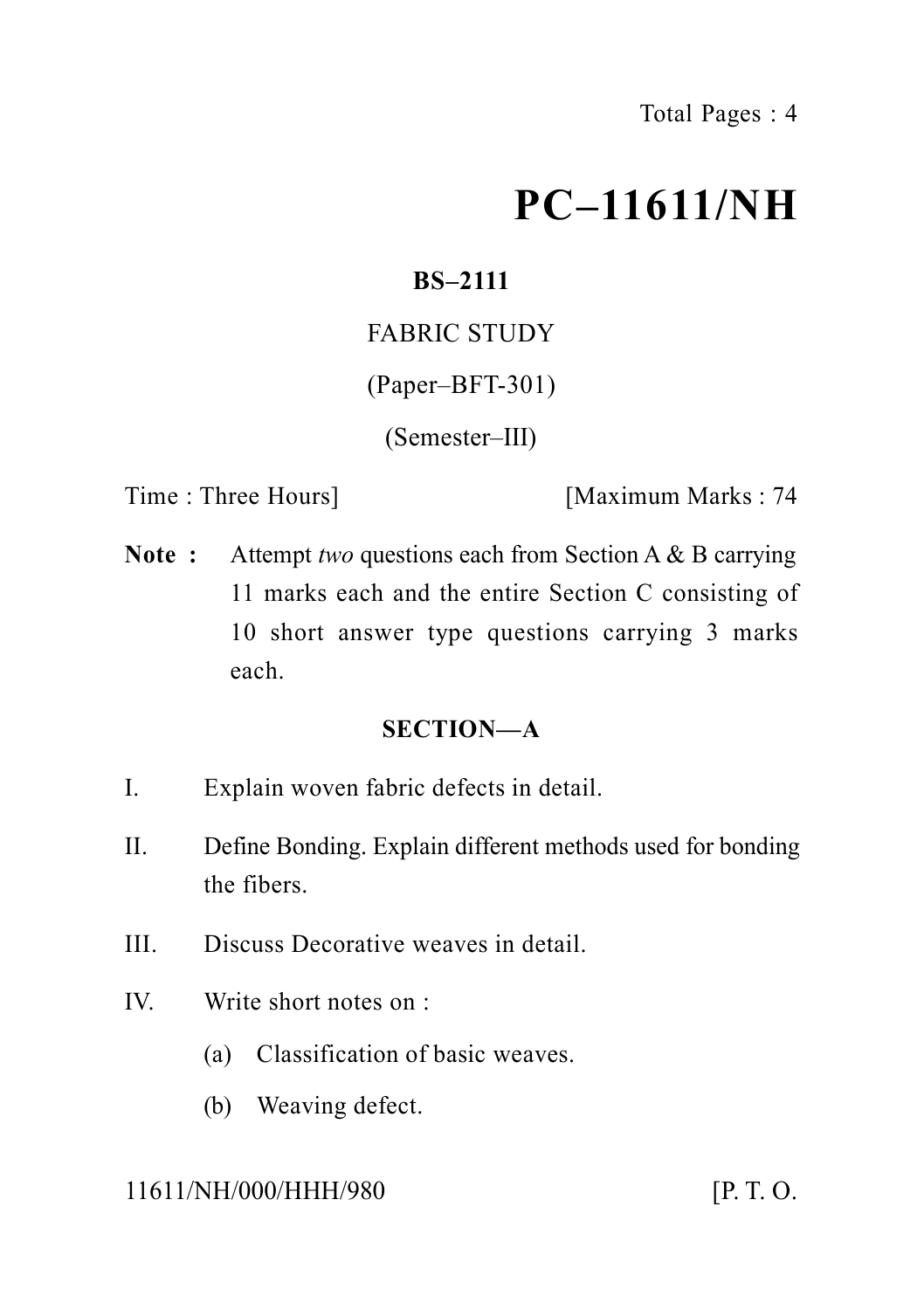# PC–11611/NH

**BS–2111**

FABRIC STUDY

(Paper–BFT-301)

(Semester–III)

Time : Three Hours] [Maximum Marks : 74

**Note :** Attempt *two* questions each from Section A & B carrying 11 marks each and the entire Section C consisting of 10 short answer type questions carrying 3 marks each.

## SECTION—A

I. Explain woven fabric defects in detail.

II. Define Bonding. Explain different methods used for bonding the fibers.

III. Discuss Decorative weaves in detail.

IV. Write short notes on :

(a) Classification of basic weaves.

(b) Weaving defect.

11611/NH/000/HHH/980 [P. T. O.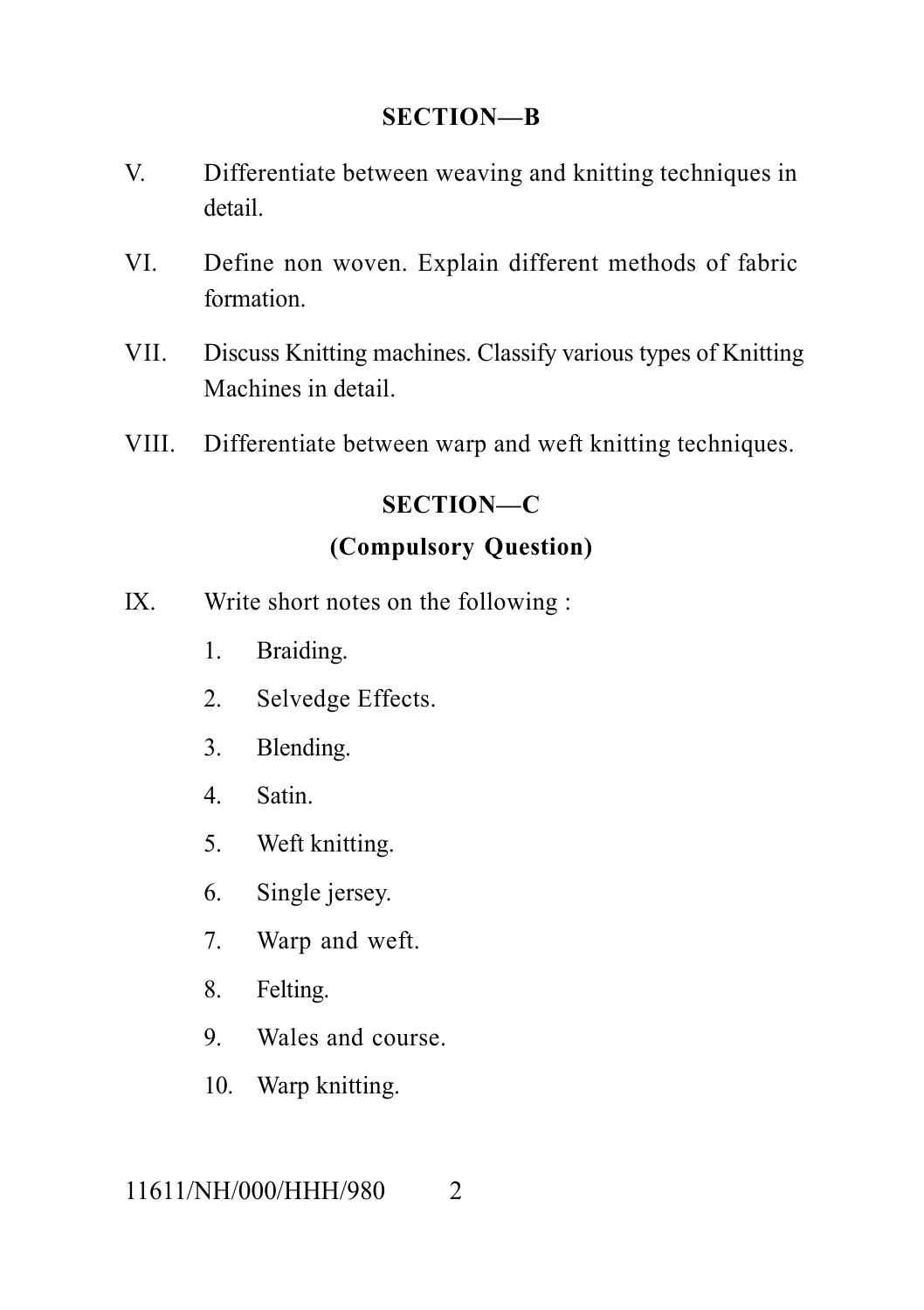## SECTION—B

V. Differentiate between weaving and knitting techniques in detail.

VI. Define non woven. Explain different methods of fabric formation.

VII. Discuss Knitting machines. Classify various types of Knitting Machines in detail.

VIII. Differentiate between warp and weft knitting techniques.

## SECTION—C

### (Compulsory Question)

IX. Write short notes on the following :

1. Braiding.
2. Selvedge Effects.
3. Blending.
4. Satin.
5. Weft knitting.
6. Single jersey.
7. Warp and weft.
8. Felting.
9. Wales and course.
10. Warp knitting.

11611/NH/000/HHH/980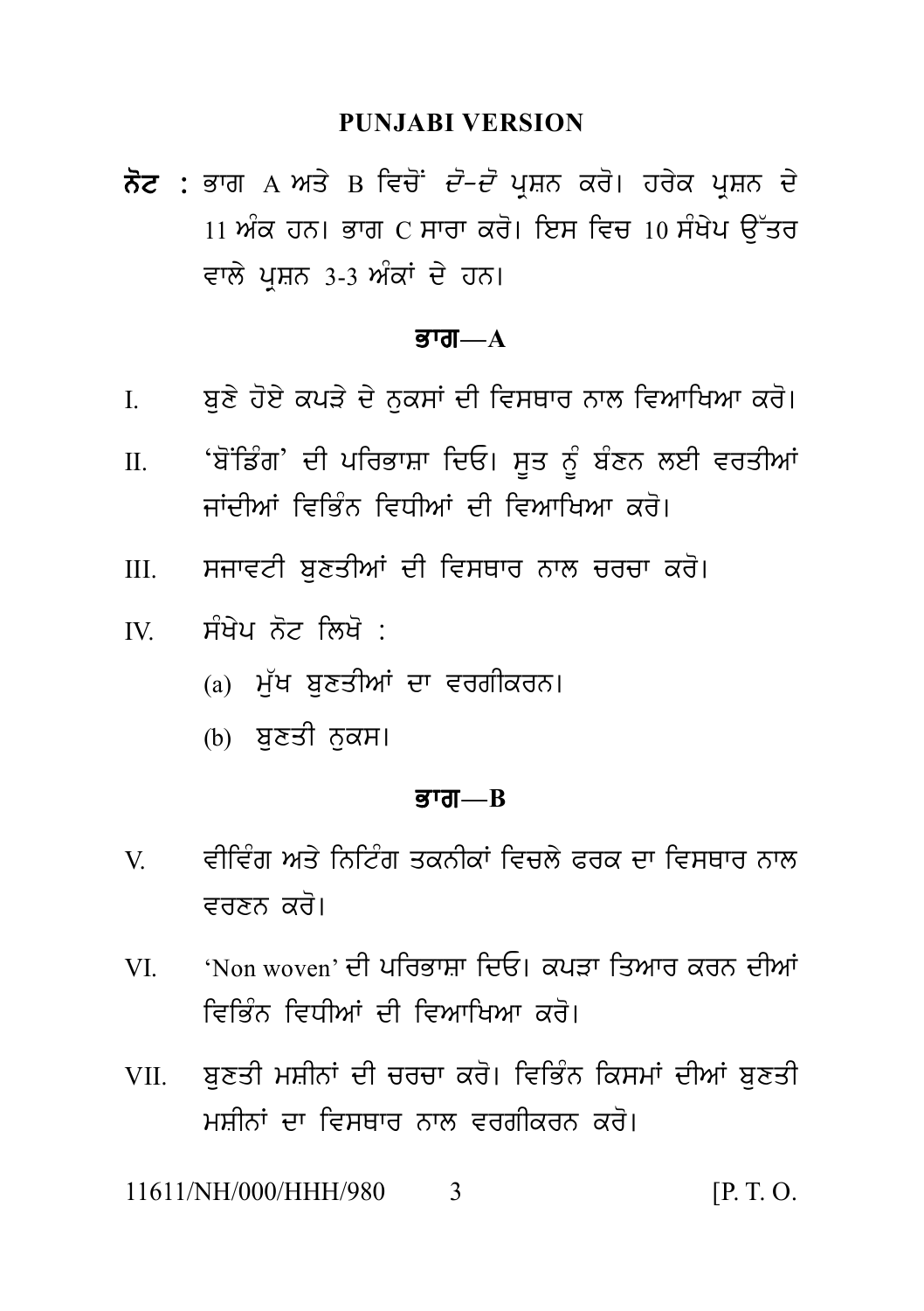## PUNJABI VERSION

**ਨੋਟ :** ਭਾਗ A ਅਤੇ B ਵਿਚੋਂ *ਦੋ-ਦੋ* ਪ੍ਰਸ਼ਨ ਕਰੋ। ਹਰੇਕ ਪ੍ਰਸ਼ਨ ਦੇ 11 ਅੰਕ ਹਨ। ਭਾਗ C ਸਾਰਾ ਕਰੋ। ਇਸ ਵਿਚ 10 ਸੰਖੇਪ ਉੱਤਰ ਵਾਲੇ ਪ੍ਰਸ਼ਨ 3-3 ਅੰਕਾਂ ਦੇ ਹਨ।

### ਭਾਗ—A

I. ਬੁਣੇ ਹੋਏ ਕਪੜੇ ਦੇ ਨੁਕਸਾਂ ਦੀ ਵਿਸਥਾਰ ਨਾਲ ਵਿਆਖਿਆ ਕਰੋ।

II. 'ਬੋਂਡਿੰਗ' ਦੀ ਪਰਿਭਾਸ਼ਾ ਦਿਓ। ਸੂਤ ਨੂੰ ਬੰਣਨ ਲਈ ਵਰਤੀਆਂ ਜਾਂਦੀਆਂ ਵਿਭਿੰਨ ਵਿਧੀਆਂ ਦੀ ਵਿਆਖਿਆ ਕਰੋ।

III. ਸਜਾਵਟੀ ਬੁਣਤੀਆਂ ਦੀ ਵਿਸਥਾਰ ਨਾਲ ਚਰਚਾ ਕਰੋ।

IV. ਸੰਖੇਪ ਨੋਟ ਲਿਖੋ :

(a) ਮੁੱਖ ਬੁਣਤੀਆਂ ਦਾ ਵਰਗੀਕਰਨ।

(b) ਬੁਣਤੀ ਨੁਕਸ।

### ਭਾਗ—B

V. ਵੀਵਿੰਗ ਅਤੇ ਨਿਟਿੰਗ ਤਕਨੀਕਾਂ ਵਿਚਲੇ ਫਰਕ ਦਾ ਵਿਸਥਾਰ ਨਾਲ ਵਰਣਨ ਕਰੋ।

VI. 'Non woven' ਦੀ ਪਰਿਭਾਸ਼ਾ ਦਿਓ। ਕਪੜਾ ਤਿਆਰ ਕਰਨ ਦੀਆਂ ਵਿਭਿੰਨ ਵਿਧੀਆਂ ਦੀ ਵਿਆਖਿਆ ਕਰੋ।

VII. ਬੁਣਤੀ ਮਸ਼ੀਨਾਂ ਦੀ ਚਰਚਾ ਕਰੋ। ਵਿਭਿੰਨ ਕਿਸਮਾਂ ਦੀਆਂ ਬੁਣਤੀ ਮਸ਼ੀਨਾਂ ਦਾ ਵਿਸਥਾਰ ਨਾਲ ਵਰਗੀਕਰਨ ਕਰੋ।

11611/NH/000/HHH/980 [P. T. O.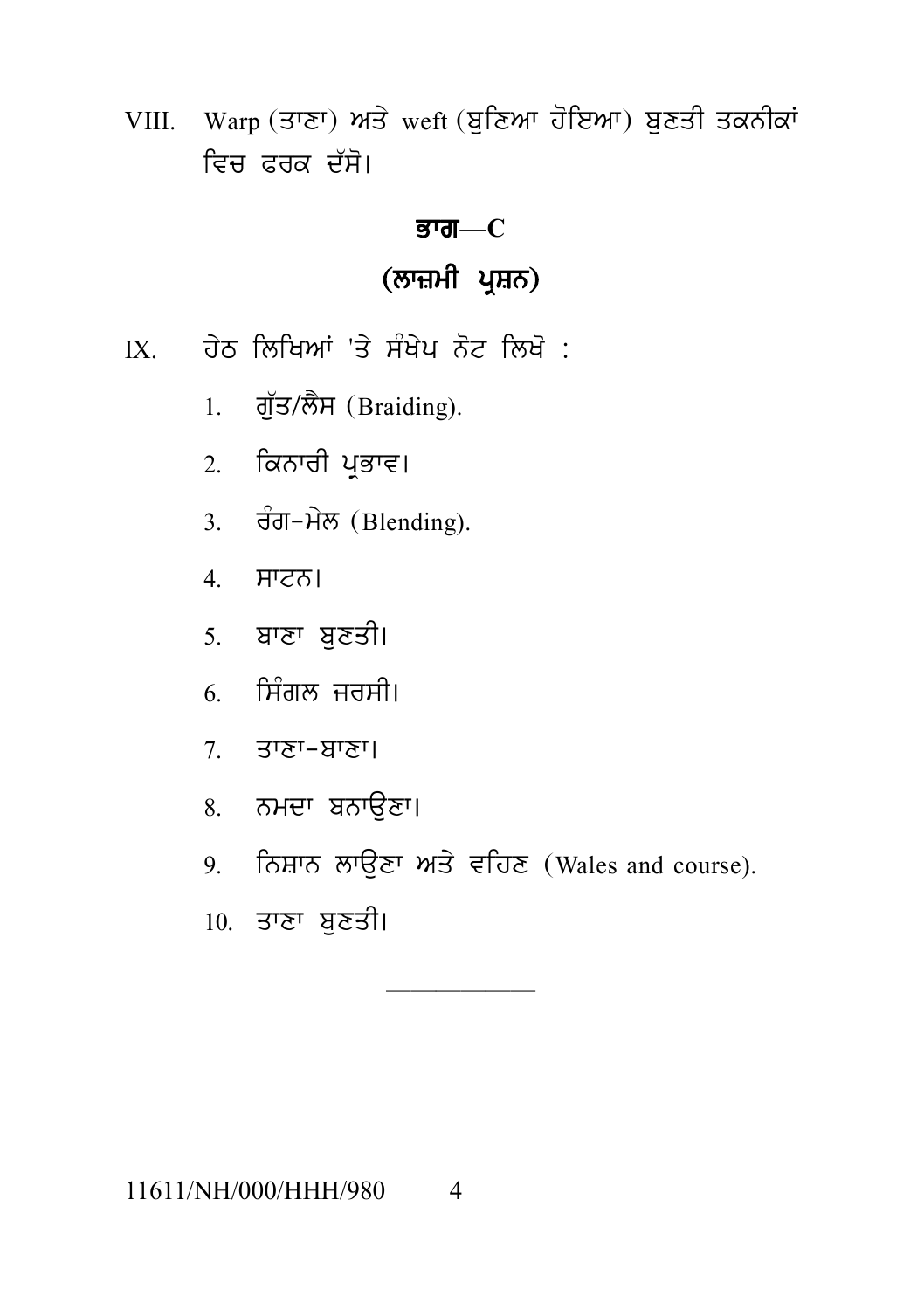VIII. Warp (ਤਾਣਾ) ਅਤੇ weft (ਬੁਣਿਆ ਹੋਇਆ) ਬੁਣਤੀ ਤਕਨੀਕਾਂ ਵਿਚ ਫਰਕ ਦੱਸੋ।

## ਭਾਗ—C

## (ਲਾਜ਼ਮੀ ਪ੍ਰਸ਼ਨ)

IX. ਹੇਠ ਲਿਖਿਆਂ 'ਤੇ ਸੰਖੇਪ ਨੋਟ ਲਿਖੋ :

1. ਗੁੱਤ/ਲੈਸ (Braiding).
2. ਕਿਨਾਰੀ ਪ੍ਰਭਾਵ।
3. ਰੰਗ-ਮੇਲ (Blending).
4. ਸਾਟਨ।
5. ਬਾਣਾ ਬੁਣਤੀ।
6. ਸਿੰਗਲ ਜਰਸੀ।
7. ਤਾਣਾ-ਬਾਣਾ।
8. ਨਮਦਾ ਬਨਾਉਣਾ।
9. ਨਿਸ਼ਾਨ ਲਾਉਣਾ ਅਤੇ ਵਹਿਣ (Wales and course).
10. ਤਾਣਾ ਬੁਣਤੀ।

11611/NH/000/HHH/980